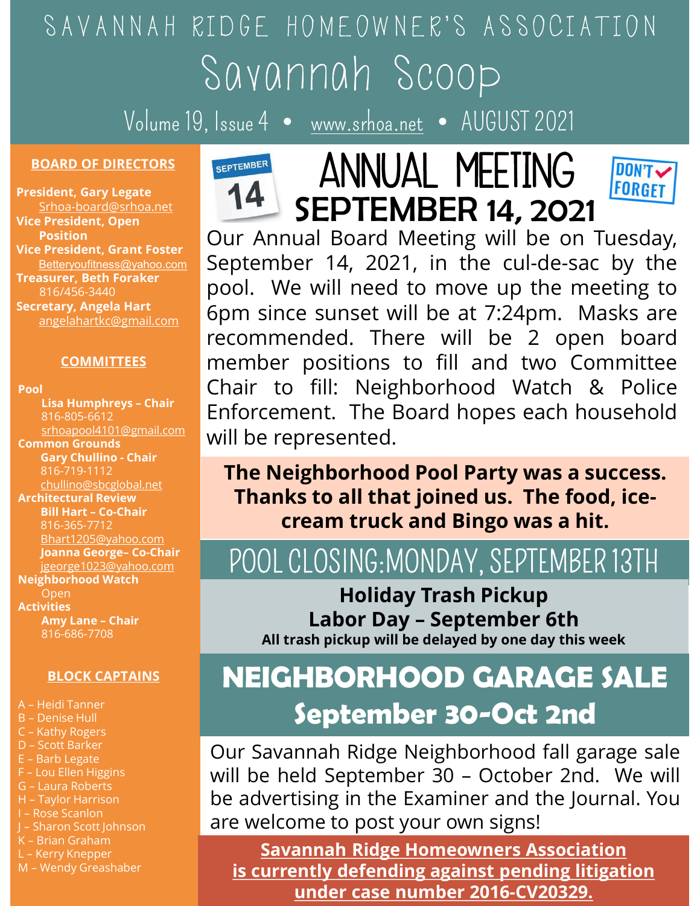# SAVANNAH RIDGE HOMEOWNER'S ASSOCIATION

# Savannah Scoop

Volume 19, Issue 4 • www.srhoa.net • AUGUST 2021

## BOARD OF DIRECTORS

**President, Gary Legate**
Srhoa-board@srhoa.net
**Vice President, Open Position**
**Vice President, Grant Foster**
Betteryoufitness@yahoo.com
**Treasurer, Beth Foraker**
816/456-3440
**Secretary, Angela Hart**
angelahartkc@gmail.com

## COMMITTEES

**Pool**
**Lisa Humphreys – Chair**
816-805-6612
srhoapool4101@gmail.com

**Common Grounds**
**Gary Chullino - Chair**
816-719-1112
chullino@sbcglobal.net

**Architectural Review**
**Bill Hart – Co-Chair**
816-365-7712
Bhart1205@yahoo.com
**Joanna George– Co-Chair**
jgeorge1023@yahoo.com

**Neighborhood Watch**
Open

**Activities**
**Amy Lane – Chair**
816-686-7708

## BLOCK CAPTAINS

A – Heidi Tanner
B – Denise Hull
C – Kathy Rogers
D – Scott Barker
E – Barb Legate
F – Lou Ellen Higgins
G – Laura Roberts
H – Taylor Harrison
I – Rose Scanlon
J – Sharon Scott Johnson
K – Brian Graham
L – Kerry Knepper
M – Wendy Greashaber

SEPTEMBER 14

# ANNUAL MEETING SEPTEMBER 14, 2021

DON'T FORGET

Our Annual Board Meeting will be on Tuesday, September 14, 2021, in the cul-de-sac by the pool. We will need to move up the meeting to 6pm since sunset will be at 7:24pm. Masks are recommended. There will be 2 open board member positions to fill and two Committee Chair to fill: Neighborhood Watch & Police Enforcement. The Board hopes each household will be represented.

**The Neighborhood Pool Party was a success. Thanks to all that joined us. The food, ice-cream truck and Bingo was a hit.**

## POOL CLOSING: MONDAY, SEPTEMBER 13TH

**Holiday Trash Pickup**
**Labor Day – September 6th**
**All trash pickup will be delayed by one day this week**

## NEIGHBORHOOD GARAGE SALE
## September 30-Oct 2nd

Our Savannah Ridge Neighborhood fall garage sale will be held September 30 – October 2nd. We will be advertising in the Examiner and the Journal. You are welcome to post your own signs!

**Savannah Ridge Homeowners Association is currently defending against pending litigation under case number 2016-CV20329.**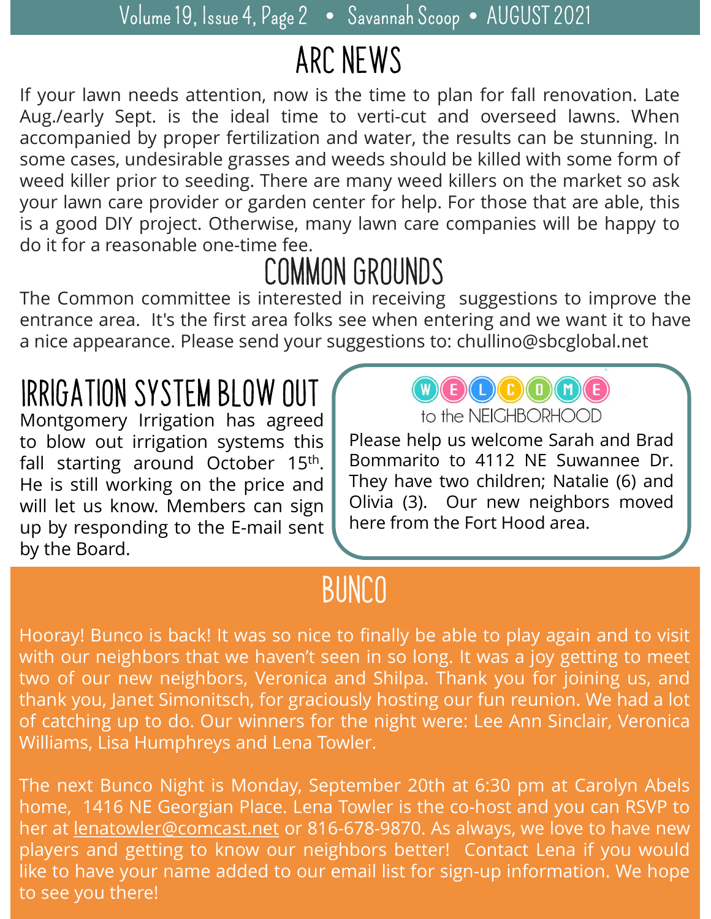# ARC NEWS

If your lawn needs attention, now is the time to plan for fall renovation. Late Aug./early Sept. is the ideal time to verti-cut and overseed lawns. When accompanied by proper fertilization and water, the results can be stunning. In some cases, undesirable grasses and weeds should be killed with some form of weed killer prior to seeding. There are many weed killers on the market so ask your lawn care provider or garden center for help. For those that are able, this is a good DIY project. Otherwise, many lawn care companies will be happy to do it for a reasonable one-time fee.

# COMMON GROUNDS

The Common committee is interested in receiving suggestions to improve the entrance area. It's the first area folks see when entering and we want it to have a nice appearance. Please send your suggestions to: chullino@sbcglobal.net

# IRRIGATION SYSTEM BLOW OUT

Montgomery Irrigation has agreed to blow out irrigation systems this fall starting around October 15th. He is still working on the price and will let us know. Members can sign up by responding to the E-mail sent by the Board.

## WELCOME to the NEIGHBORHOOD

Please help us welcome Sarah and Brad Bommarito to 4112 NE Suwannee Dr. They have two children; Natalie (6) and Olivia (3). Our new neighbors moved here from the Fort Hood area.

# BUNCO

Hooray! Bunco is back! It was so nice to finally be able to play again and to visit with our neighbors that we haven't seen in so long. It was a joy getting to meet two of our new neighbors, Veronica and Shilpa. Thank you for joining us, and thank you, Janet Simonitsch, for graciously hosting our fun reunion. We had a lot of catching up to do. Our winners for the night were: Lee Ann Sinclair, Veronica Williams, Lisa Humphreys and Lena Towler.

The next Bunco Night is Monday, September 20th at 6:30 pm at Carolyn Abels home, 1416 NE Georgian Place. Lena Towler is the co-host and you can RSVP to her at lenatowler@comcast.net or 816-678-9870. As always, we love to have new players and getting to know our neighbors better! Contact Lena if you would like to have your name added to our email list for sign-up information. We hope to see you there!